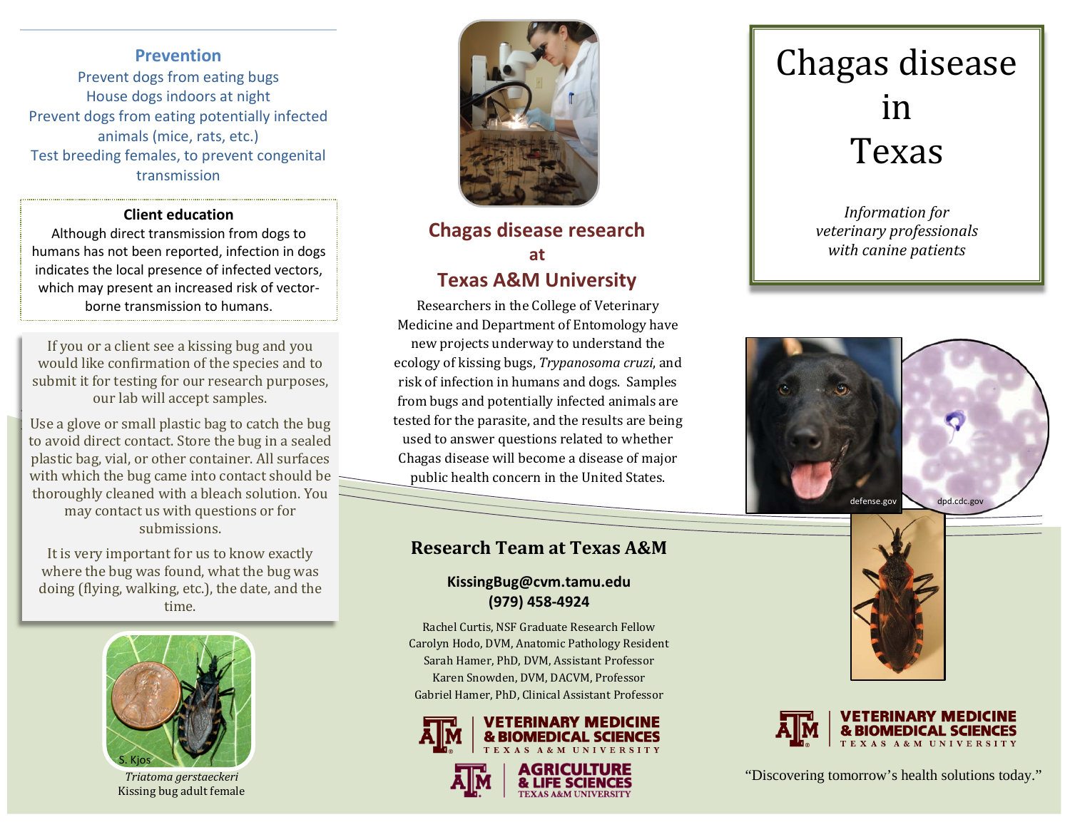## Prevention

Prevent dogs from eating bugs
House dogs indoors at night
Prevent dogs from eating potentially infected animals (mice, rats, etc.)
Test breeding females, to prevent congenital transmission

**Client education**

Although direct transmission from dogs to humans has not been reported, infection in dogs indicates the local presence of infected vectors, which may present an increased risk of vector-borne transmission to humans.

If you or a client see a kissing bug and you would like confirmation of the species and to submit it for testing for our research purposes, our lab will accept samples.

Use a glove or small plastic bag to catch the bug to avoid direct contact. Store the bug in a sealed plastic bag, vial, or other container. All surfaces with which the bug came into contact should be thoroughly cleaned with a bleach solution. You may contact us with questions or for submissions.

It is very important for us to know exactly where the bug was found, what the bug was doing (flying, walking, etc.), the date, and the time.

S. Kjos

*Triatoma gerstaeckeri*
Kissing bug adult female

## Chagas disease research at Texas A&M University

Researchers in the College of Veterinary Medicine and Department of Entomology have new projects underway to understand the ecology of kissing bugs, *Trypanosoma cruzi*, and risk of infection in humans and dogs. Samples from bugs and potentially infected animals are tested for the parasite, and the results are being used to answer questions related to whether Chagas disease will become a disease of major public health concern in the United States.

## Research Team at Texas A&M

**KissingBug@cvm.tamu.edu**
**(979) 458-4924**

Rachel Curtis, NSF Graduate Research Fellow
Carolyn Hodo, DVM, Anatomic Pathology Resident
Sarah Hamer, PhD, DVM, Assistant Professor
Karen Snowden, DVM, DACVM, Professor
Gabriel Hamer, PhD, Clinical Assistant Professor

VETERINARY MEDICINE & BIOMEDICAL SCIENCES — TEXAS A&M UNIVERSITY
AGRICULTURE & LIFE SCIENCES — TEXAS A&M UNIVERSITY

# Chagas disease in Texas

*Information for veterinary professionals with canine patients*

defense.gov

dpd.cdc.gov

VETERINARY MEDICINE & BIOMEDICAL SCIENCES — TEXAS A&M UNIVERSITY

"Discovering tomorrow's health solutions today."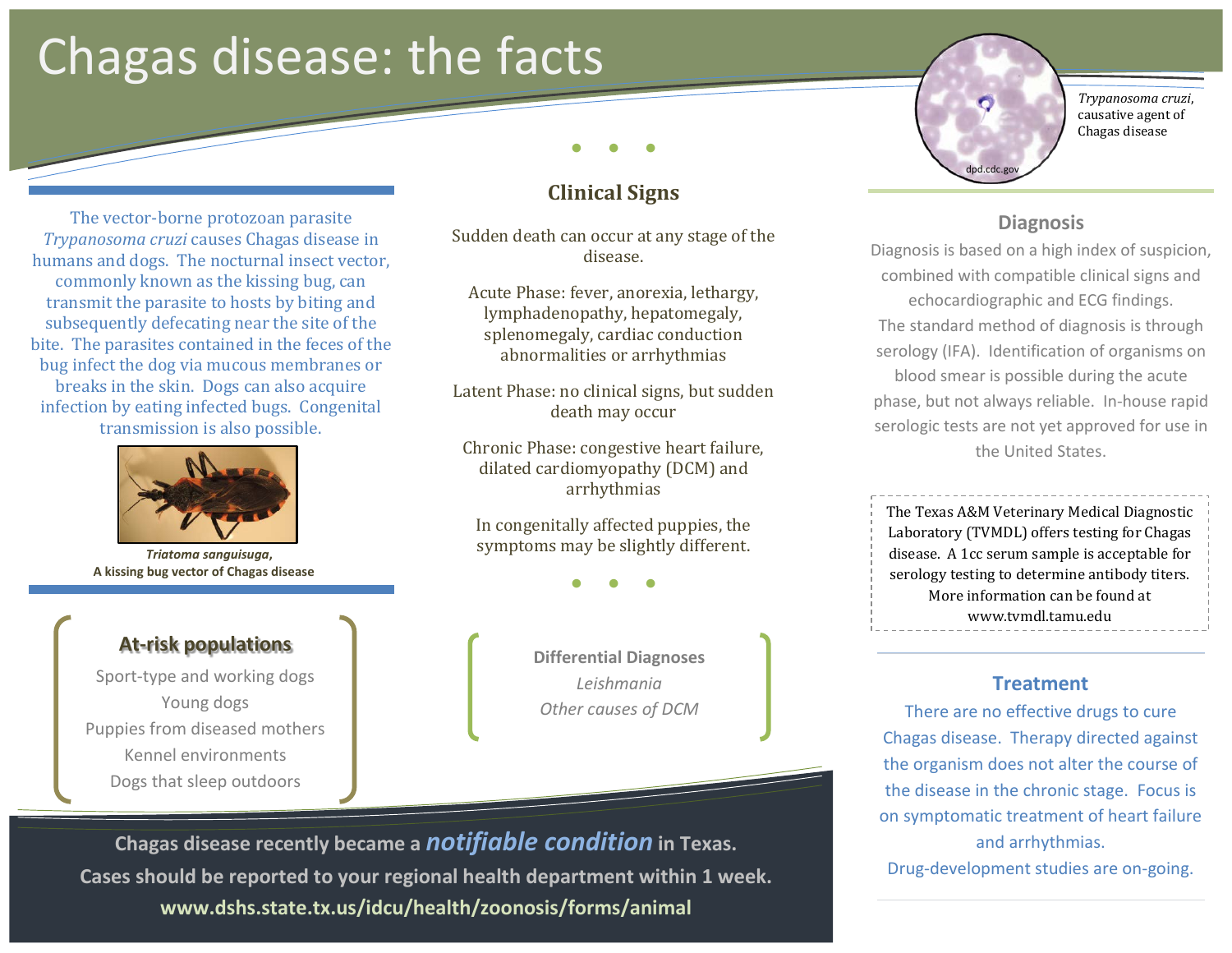# Chagas disease: the facts

*Trypanosoma cruzi*, causative agent of Chagas disease

dpd.cdc.gov

The vector-borne protozoan parasite *Trypanosoma cruzi* causes Chagas disease in humans and dogs. The nocturnal insect vector, commonly known as the kissing bug, can transmit the parasite to hosts by biting and subsequently defecating near the site of the bite. The parasites contained in the feces of the bug infect the dog via mucous membranes or breaks in the skin. Dogs can also acquire infection by eating infected bugs. Congenital transmission is also possible.

***Triatoma sanguisuga*, A kissing bug vector of Chagas disease**

## At-risk populations

Sport-type and working dogs
Young dogs
Puppies from diseased mothers
Kennel environments
Dogs that sleep outdoors

## Clinical Signs

Sudden death can occur at any stage of the disease.

Acute Phase: fever, anorexia, lethargy, lymphadenopathy, hepatomegaly, splenomegaly, cardiac conduction abnormalities or arrhythmias

Latent Phase: no clinical signs, but sudden death may occur

Chronic Phase: congestive heart failure, dilated cardiomyopathy (DCM) and arrhythmias

In congenitally affected puppies, the symptoms may be slightly different.

### Differential Diagnoses

*Leishmania*
*Other causes of DCM*

## Diagnosis

Diagnosis is based on a high index of suspicion, combined with compatible clinical signs and echocardiographic and ECG findings.
The standard method of diagnosis is through serology (IFA). Identification of organisms on blood smear is possible during the acute phase, but not always reliable. In-house rapid serologic tests are not yet approved for use in the United States.

The Texas A&M Veterinary Medical Diagnostic Laboratory (TVMDL) offers testing for Chagas disease. A 1cc serum sample is acceptable for serology testing to determine antibody titers. More information can be found at www.tvmdl.tamu.edu

## Treatment

There are no effective drugs to cure Chagas disease. Therapy directed against the organism does not alter the course of the disease in the chronic stage. Focus is on symptomatic treatment of heart failure and arrhythmias.
Drug-development studies are on-going.

**Chagas disease recently became a *notifiable condition* in Texas.**
**Cases should be reported to your regional health department within 1 week.**
**www.dshs.state.tx.us/idcu/health/zoonosis/forms/animal**